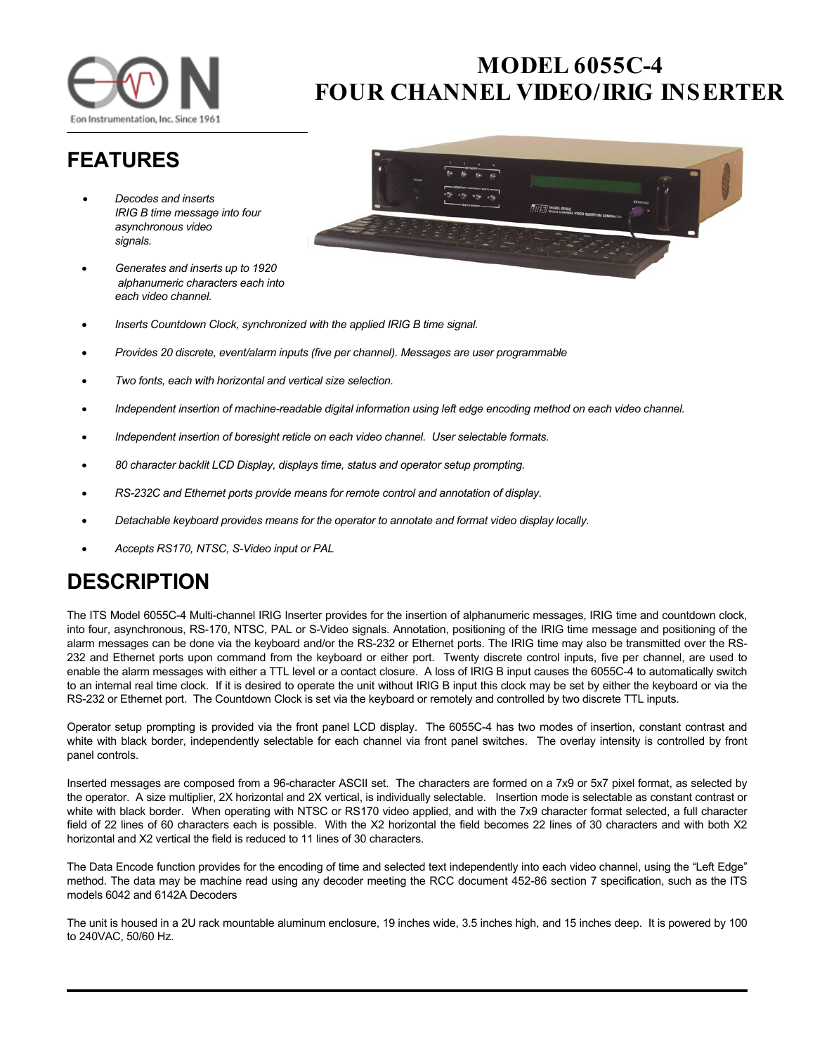Eon Instrumentation, Inc. Since 1961

# MODEL 6055C-4
# FOUR CHANNEL VIDEO/IRIG INSERTER

## FEATURES

- *Decodes and inserts IRIG B time message into four asynchronous video signals.*
- *Generates and inserts up to 1920 alphanumeric characters each into each video channel.*
- *Inserts Countdown Clock, synchronized with the applied IRIG B time signal.*
- *Provides 20 discrete, event/alarm inputs (five per channel). Messages are user programmable*
- *Two fonts, each with horizontal and vertical size selection.*
- *Independent insertion of machine-readable digital information using left edge encoding method on each video channel.*
- *Independent insertion of boresight reticle on each video channel. User selectable formats.*
- *80 character backlit LCD Display, displays time, status and operator setup prompting.*
- *RS-232C and Ethernet ports provide means for remote control and annotation of display.*
- *Detachable keyboard provides means for the operator to annotate and format video display locally.*
- *Accepts RS170, NTSC, S-Video input or PAL*

## DESCRIPTION

The ITS Model 6055C-4 Multi-channel IRIG Inserter provides for the insertion of alphanumeric messages, IRIG time and countdown clock, into four, asynchronous, RS-170, NTSC, PAL or S-Video signals. Annotation, positioning of the IRIG time message and positioning of the alarm messages can be done via the keyboard and/or the RS-232 or Ethernet ports. The IRIG time may also be transmitted over the RS-232 and Ethernet ports upon command from the keyboard or either port. Twenty discrete control inputs, five per channel, are used to enable the alarm messages with either a TTL level or a contact closure. A loss of IRIG B input causes the 6055C-4 to automatically switch to an internal real time clock. If it is desired to operate the unit without IRIG B input this clock may be set by either the keyboard or via the RS-232 or Ethernet port. The Countdown Clock is set via the keyboard or remotely and controlled by two discrete TTL inputs.

Operator setup prompting is provided via the front panel LCD display. The 6055C-4 has two modes of insertion, constant contrast and white with black border, independently selectable for each channel via front panel switches. The overlay intensity is controlled by front panel controls.

Inserted messages are composed from a 96-character ASCII set. The characters are formed on a 7x9 or 5x7 pixel format, as selected by the operator. A size multiplier, 2X horizontal and 2X vertical, is individually selectable. Insertion mode is selectable as constant contrast or white with black border. When operating with NTSC or RS170 video applied, and with the 7x9 character format selected, a full character field of 22 lines of 60 characters each is possible. With the X2 horizontal the field becomes 22 lines of 30 characters and with both X2 horizontal and X2 vertical the field is reduced to 11 lines of 30 characters.

The Data Encode function provides for the encoding of time and selected text independently into each video channel, using the "Left Edge" method. The data may be machine read using any decoder meeting the RCC document 452-86 section 7 specification, such as the ITS models 6042 and 6142A Decoders

The unit is housed in a 2U rack mountable aluminum enclosure, 19 inches wide, 3.5 inches high, and 15 inches deep. It is powered by 100 to 240VAC, 50/60 Hz.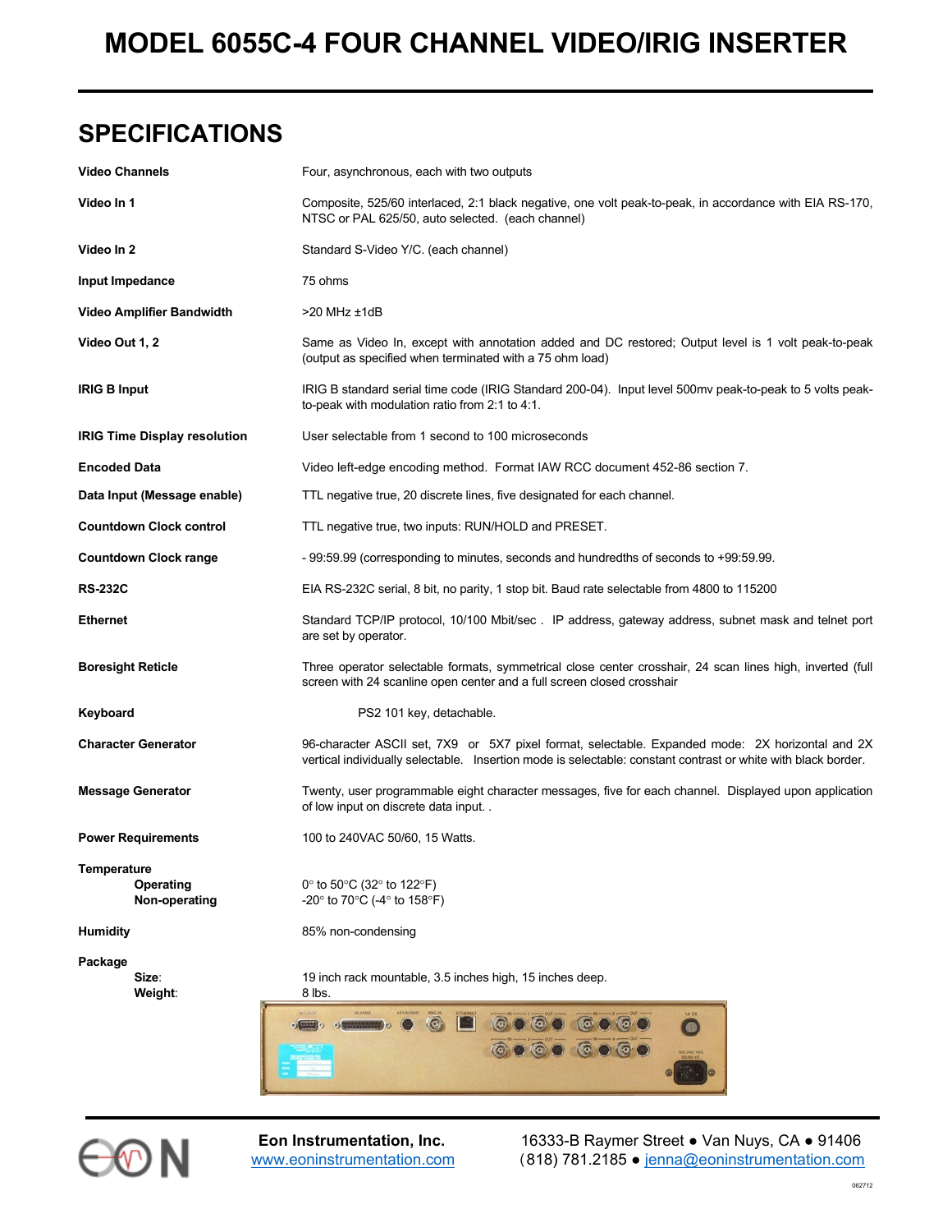# MODEL 6055C-4 FOUR CHANNEL VIDEO/IRIG INSERTER

## SPECIFICATIONS

| | |
|---|---|
| **Video Channels** | Four, asynchronous, each with two outputs |
| **Video In 1** | Composite, 525/60 interlaced, 2:1 black negative, one volt peak-to-peak, in accordance with EIA RS-170, NTSC or PAL 625/50, auto selected. (each channel) |
| **Video In 2** | Standard S-Video Y/C. (each channel) |
| **Input Impedance** | 75 ohms |
| **Video Amplifier Bandwidth** | >20 MHz ±1dB |
| **Video Out 1, 2** | Same as Video In, except with annotation added and DC restored; Output level is 1 volt peak-to-peak (output as specified when terminated with a 75 ohm load) |
| **IRIG B Input** | IRIG B standard serial time code (IRIG Standard 200-04). Input level 500mv peak-to-peak to 5 volts peak-to-peak with modulation ratio from 2:1 to 4:1. |
| **IRIG Time Display resolution** | User selectable from 1 second to 100 microseconds |
| **Encoded Data** | Video left-edge encoding method. Format IAW RCC document 452-86 section 7. |
| **Data Input (Message enable)** | TTL negative true, 20 discrete lines, five designated for each channel. |
| **Countdown Clock control** | TTL negative true, two inputs: RUN/HOLD and PRESET. |
| **Countdown Clock range** | - 99:59.99 (corresponding to minutes, seconds and hundredths of seconds to +99:59.99. |
| **RS-232C** | EIA RS-232C serial, 8 bit, no parity, 1 stop bit. Baud rate selectable from 4800 to 115200 |
| **Ethernet** | Standard TCP/IP protocol, 10/100 Mbit/sec . IP address, gateway address, subnet mask and telnet port are set by operator. |
| **Boresight Reticle** | Three operator selectable formats, symmetrical close center crosshair, 24 scan lines high, inverted (full screen with 24 scanline open center and a full screen closed crosshair |
| **Keyboard** | PS2 101 key, detachable. |
| **Character Generator** | 96-character ASCII set, 7X9 or 5X7 pixel format, selectable. Expanded mode: 2X horizontal and 2X vertical individually selectable. Insertion mode is selectable: constant contrast or white with black border. |
| **Message Generator** | Twenty, user programmable eight character messages, five for each channel. Displayed upon application of low input on discrete data input. . |
| **Power Requirements** | 100 to 240VAC 50/60, 15 Watts. |
| **Temperature** | |
| **Operating** | 0° to 50°C (32° to 122°F) |
| **Non-operating** | -20° to 70°C (-4° to 158°F) |
| **Humidity** | 85% non-condensing |
| **Package** | |
| **Size**: | 19 inch rack mountable, 3.5 inches high, 15 inches deep. |
| **Weight**: | 8 lbs. |

**Eon Instrumentation, Inc.**
www.eoninstrumentation.com

16333-B Raymer Street ● Van Nuys, CA ● 91406
(818) 781.2185 ● jenna@eoninstrumentation.com

062712